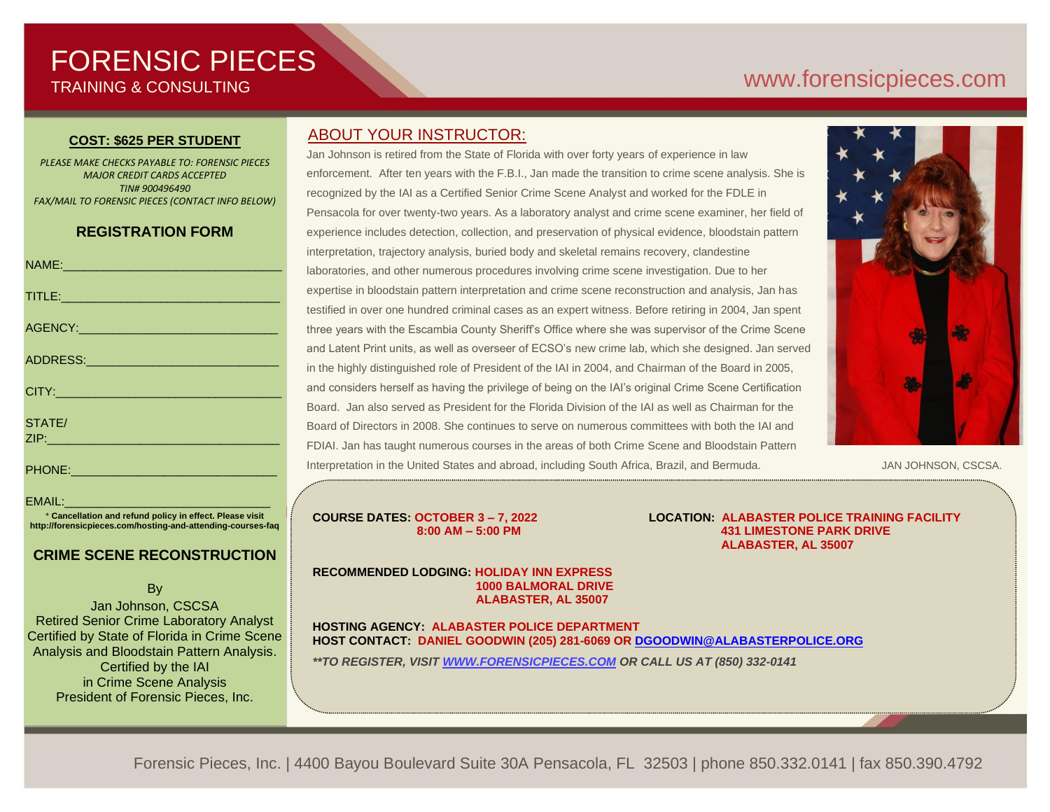# FORENSIC PIECES

TRAINING & CONSULTING

www.forensicpieces.com

**COST: $625 PER STUDENT**

*PLEASE MAKE CHECKS PAYABLE TO: FORENSIC PIECES*
*MAJOR CREDIT CARDS ACCEPTED*
*TIN# 900496490*
*FAX/MAIL TO FORENSIC PIECES (CONTACT INFO BELOW)*

## REGISTRATION FORM

NAME:_______________________________

TITLE:_______________________________

AGENCY:_____________________________

ADDRESS:____________________________

CITY:_______________________________

STATE/ ZIP:__________________________

PHONE:______________________________

EMAIL:______________________________

* **Cancellation and refund policy in effect. Please visit http://forensicpieces.com/hosting-and-attending-courses-faq**

## CRIME SCENE RECONSTRUCTION

By
Jan Johnson, CSCSA
Retired Senior Crime Laboratory Analyst
Certified by State of Florida in Crime Scene Analysis and Bloodstain Pattern Analysis.
Certified by the IAI in Crime Scene Analysis
President of Forensic Pieces, Inc.

## ABOUT YOUR INSTRUCTOR:

Jan Johnson is retired from the State of Florida with over forty years of experience in law enforcement. After ten years with the F.B.I., Jan made the transition to crime scene analysis. She is recognized by the IAI as a Certified Senior Crime Scene Analyst and worked for the FDLE in Pensacola for over twenty-two years. As a laboratory analyst and crime scene examiner, her field of experience includes detection, collection, and preservation of physical evidence, bloodstain pattern interpretation, trajectory analysis, buried body and skeletal remains recovery, clandestine laboratories, and other numerous procedures involving crime scene investigation. Due to her expertise in bloodstain pattern interpretation and crime scene reconstruction and analysis, Jan has testified in over one hundred criminal cases as an expert witness. Before retiring in 2004, Jan spent three years with the Escambia County Sheriff's Office where she was supervisor of the Crime Scene and Latent Print units, as well as overseer of ECSO's new crime lab, which she designed. Jan served in the highly distinguished role of President of the IAI in 2004, and Chairman of the Board in 2005, and considers herself as having the privilege of being on the IAI's original Crime Scene Certification Board. Jan also served as President for the Florida Division of the IAI as well as Chairman for the Board of Directors in 2008. She continues to serve on numerous committees with both the IAI and FDIAI. Jan has taught numerous courses in the areas of both Crime Scene and Bloodstain Pattern Interpretation in the United States and abroad, including South Africa, Brazil, and Bermuda.

JAN JOHNSON, CSCSA.

**COURSE DATES: OCTOBER 3 – 7, 2022**
**8:00 AM – 5:00 PM**

**LOCATION: ALABASTER POLICE TRAINING FACILITY**
**431 LIMESTONE PARK DRIVE**
**ALABASTER, AL 35007**

**RECOMMENDED LODGING: HOLIDAY INN EXPRESS**
**1000 BALMORAL DRIVE**
**ALABASTER, AL 35007**

**HOSTING AGENCY: ALABASTER POLICE DEPARTMENT**
**HOST CONTACT: DANIEL GOODWIN (205) 281-6069 OR DGOODWIN@ALABASTERPOLICE.ORG**

***TO REGISTER, VISIT WWW.FORENSICPIECES.COM OR CALL US AT (850) 332-0141***

Forensic Pieces, Inc. | 4400 Bayou Boulevard Suite 30A Pensacola, FL 32503 | phone 850.332.0141 | fax 850.390.4792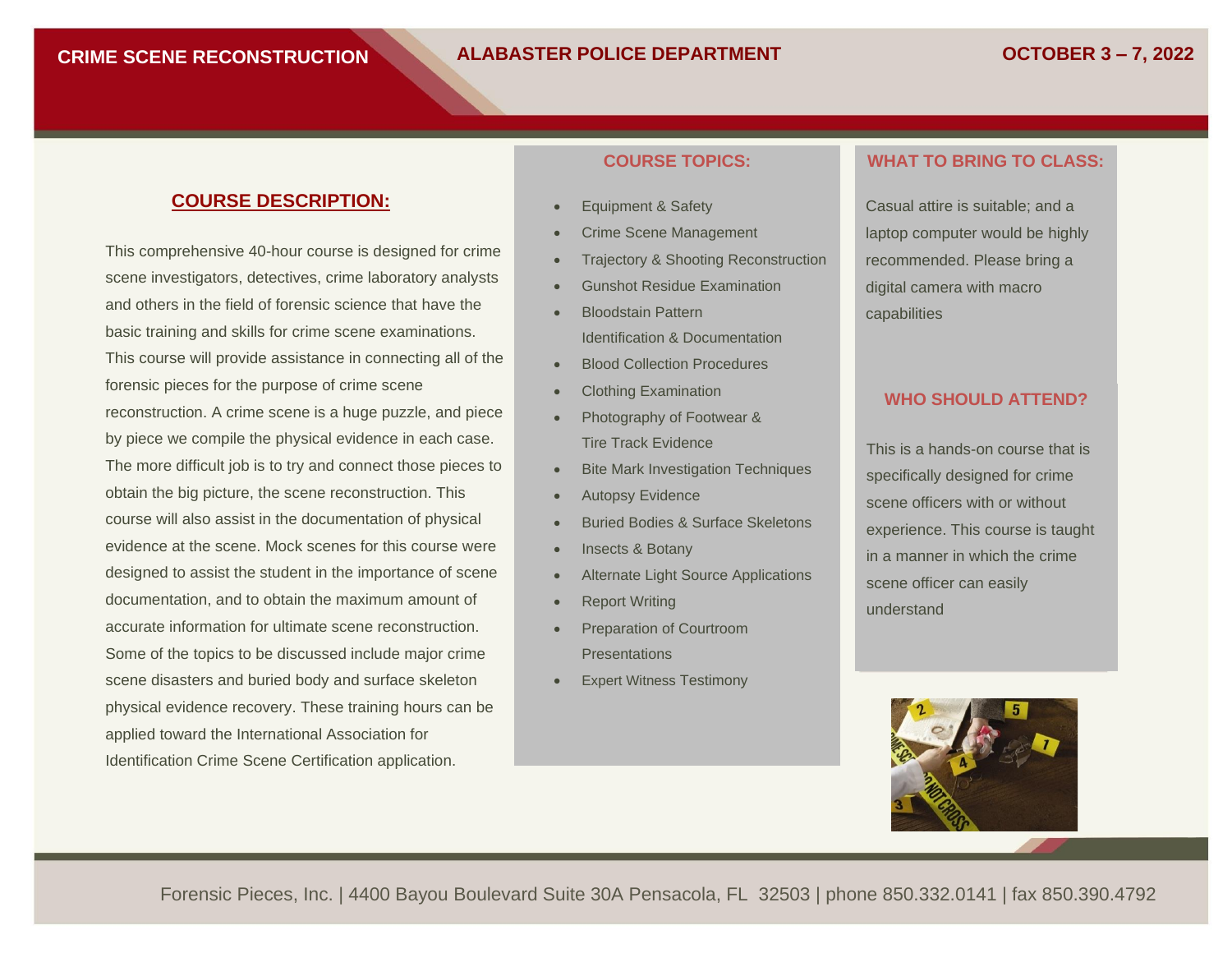**CRIME SCENE RECONSTRUCTION** | **ALABASTER POLICE DEPARTMENT** | **OCTOBER 3 – 7, 2022**

## COURSE DESCRIPTION:

This comprehensive 40-hour course is designed for crime scene investigators, detectives, crime laboratory analysts and others in the field of forensic science that have the basic training and skills for crime scene examinations. This course will provide assistance in connecting all of the forensic pieces for the purpose of crime scene reconstruction. A crime scene is a huge puzzle, and piece by piece we compile the physical evidence in each case. The more difficult job is to try and connect those pieces to obtain the big picture, the scene reconstruction. This course will also assist in the documentation of physical evidence at the scene. Mock scenes for this course were designed to assist the student in the importance of scene documentation, and to obtain the maximum amount of accurate information for ultimate scene reconstruction. Some of the topics to be discussed include major crime scene disasters and buried body and surface skeleton physical evidence recovery. These training hours can be applied toward the International Association for Identification Crime Scene Certification application.

## COURSE TOPICS:

- Equipment & Safety
- Crime Scene Management
- Trajectory & Shooting Reconstruction
- Gunshot Residue Examination
- Bloodstain Pattern Identification & Documentation
- Blood Collection Procedures
- Clothing Examination
- Photography of Footwear & Tire Track Evidence
- Bite Mark Investigation Techniques
- Autopsy Evidence
- Buried Bodies & Surface Skeletons
- Insects & Botany
- Alternate Light Source Applications
- Report Writing
- Preparation of Courtroom Presentations
- Expert Witness Testimony

## WHAT TO BRING TO CLASS:

Casual attire is suitable; and a laptop computer would be highly recommended. Please bring a digital camera with macro capabilities

## WHO SHOULD ATTEND?

This is a hands-on course that is specifically designed for crime scene officers with or without experience. This course is taught in a manner in which the crime scene officer can easily understand

Forensic Pieces, Inc. | 4400 Bayou Boulevard Suite 30A Pensacola, FL 32503 | phone 850.332.0141 | fax 850.390.4792